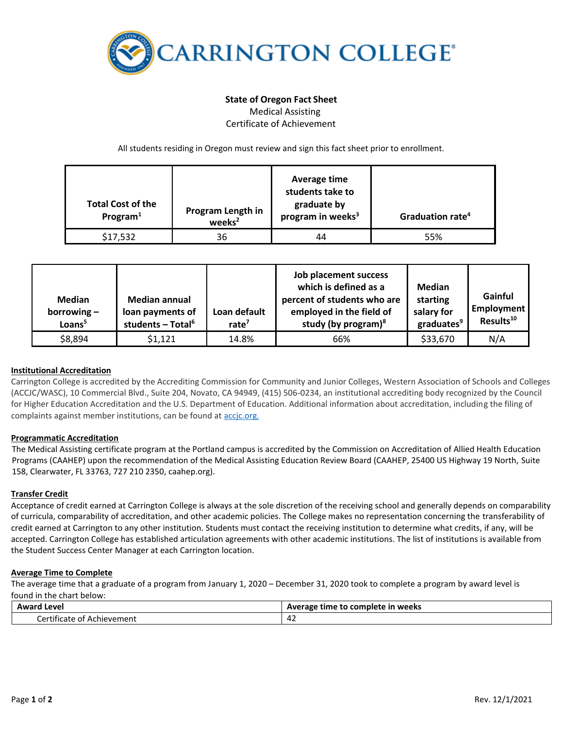# CARRINGTON COLLEGE

**State of Oregon Fact Sheet**
Medical Assisting
Certificate of Achievement

All students residing in Oregon must review and sign this fact sheet prior to enrollment.

| Total Cost of the Program[1] | Program Length in weeks[2] | Average time students take to graduate by program in weeks[3] | Graduation rate[4] |
|---|---|---|---|
| $17,532 | 36 | 44 | 55% |

| Median borrowing – Loans[5] | Median annual loan payments of students – Total[6] | Loan default rate[7] | Job placement success which is defined as a percent of students who are employed in the field of study (by program)[8] | Median starting salary for graduates[9] | Gainful Employment Results[10] |
|---|---|---|---|---|---|
| $8,894 | $1,121 | 14.8% | 66% | $33,670 | N/A |

**Institutional Accreditation**

Carrington College is accredited by the Accrediting Commission for Community and Junior Colleges, Western Association of Schools and Colleges (ACCJC/WASC), 10 Commercial Blvd., Suite 204, Novato, CA 94949, (415) 506-0234, an institutional accrediting body recognized by the Council for Higher Education Accreditation and the U.S. Department of Education. Additional information about accreditation, including the filing of complaints against member institutions, can be found at accjc.org.

**Programmatic Accreditation**

The Medical Assisting certificate program at the Portland campus is accredited by the Commission on Accreditation of Allied Health Education Programs (CAAHEP) upon the recommendation of the Medical Assisting Education Review Board (CAAHEP, 25400 US Highway 19 North, Suite 158, Clearwater, FL 33763, 727 210 2350, caahep.org).

**Transfer Credit**

Acceptance of credit earned at Carrington College is always at the sole discretion of the receiving school and generally depends on comparability of curricula, comparability of accreditation, and other academic policies. The College makes no representation concerning the transferability of credit earned at Carrington to any other institution. Students must contact the receiving institution to determine what credits, if any, will be accepted. Carrington College has established articulation agreements with other academic institutions. The list of institutions is available from the Student Success Center Manager at each Carrington location.

**Average Time to Complete**

The average time that a graduate of a program from January 1, 2020 – December 31, 2020 took to complete a program by award level is found in the chart below:

| Award Level | Average time to complete in weeks |
|---|---|
| Certificate of Achievement | 42 |

Rev. 12/1/2021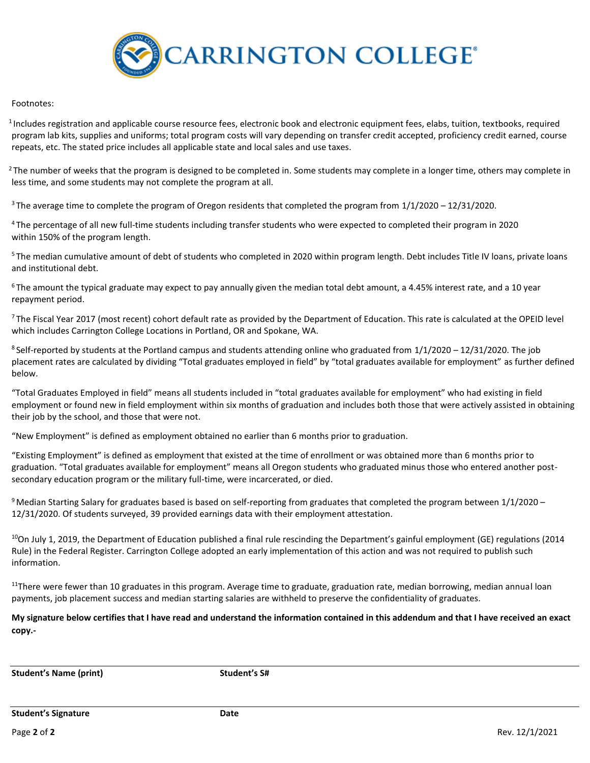Footnotes:

[1] Includes registration and applicable course resource fees, electronic book and electronic equipment fees, elabs, tuition, textbooks, required program lab kits, supplies and uniforms; total program costs will vary depending on transfer credit accepted, proficiency credit earned, course repeats, etc. The stated price includes all applicable state and local sales and use taxes.

[2] The number of weeks that the program is designed to be completed in. Some students may complete in a longer time, others may complete in less time, and some students may not complete the program at all.

[3] The average time to complete the program of Oregon residents that completed the program from 1/1/2020 – 12/31/2020.

[4] The percentage of all new full-time students including transfer students who were expected to completed their program in 2020 within 150% of the program length.

[5] The median cumulative amount of debt of students who completed in 2020 within program length. Debt includes Title IV loans, private loans and institutional debt.

[6] The amount the typical graduate may expect to pay annually given the median total debt amount, a 4.45% interest rate, and a 10 year repayment period.

[7] The Fiscal Year 2017 (most recent) cohort default rate as provided by the Department of Education. This rate is calculated at the OPEID level which includes Carrington College Locations in Portland, OR and Spokane, WA.

[8] Self-reported by students at the Portland campus and students attending online who graduated from 1/1/2020 – 12/31/2020. The job placement rates are calculated by dividing "Total graduates employed in field" by "total graduates available for employment" as further defined below.

"Total Graduates Employed in field" means all students included in "total graduates available for employment" who had existing in field employment or found new in field employment within six months of graduation and includes both those that were actively assisted in obtaining their job by the school, and those that were not.

"New Employment" is defined as employment obtained no earlier than 6 months prior to graduation.

"Existing Employment" is defined as employment that existed at the time of enrollment or was obtained more than 6 months prior to graduation. "Total graduates available for employment" means all Oregon students who graduated minus those who entered another post-secondary education program or the military full-time, were incarcerated, or died.

[9] Median Starting Salary for graduates based is based on self-reporting from graduates that completed the program between 1/1/2020 – 12/31/2020. Of students surveyed, 39 provided earnings data with their employment attestation.

[10] On July 1, 2019, the Department of Education published a final rule rescinding the Department's gainful employment (GE) regulations (2014 Rule) in the Federal Register. Carrington College adopted an early implementation of this action and was not required to publish such information.

[11] There were fewer than 10 graduates in this program. Average time to graduate, graduation rate, median borrowing, median annual loan payments, job placement success and median starting salaries are withheld to preserve the confidentiality of graduates.

**My signature below certifies that I have read and understand the information contained in this addendum and that I have received an exact copy.-**

**Student's Name (print)** **Student's S#**

**Student's Signature** **Date**

Rev. 12/1/2021